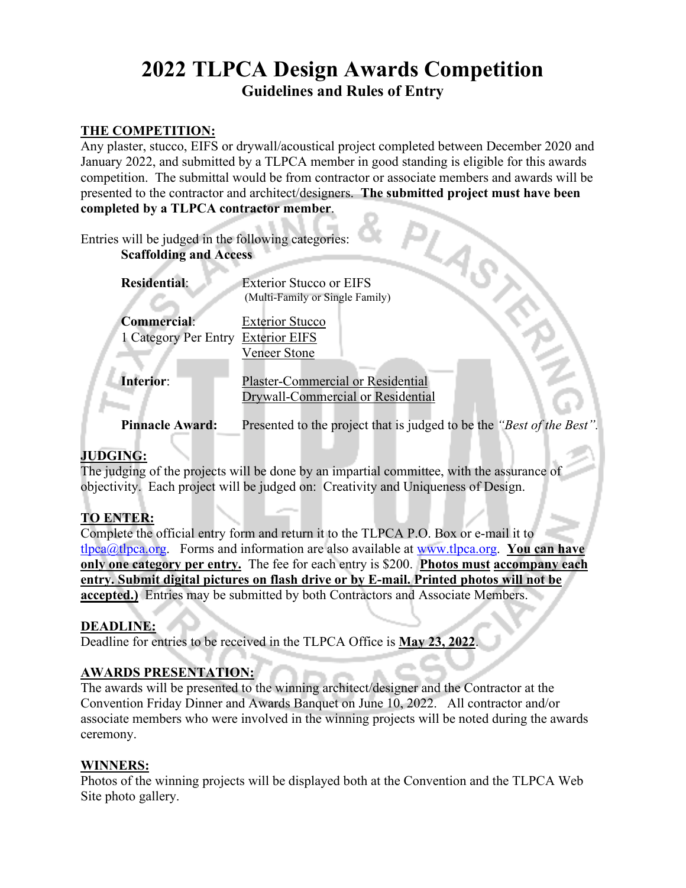# 2022 TLPCA Design Awards Competition

## Guidelines and Rules of Entry

**THE COMPETITION:**

Any plaster, stucco, EIFS or drywall/acoustical project completed between December 2020 and January 2022, and submitted by a TLPCA member in good standing is eligible for this awards competition. The submittal would be from contractor or associate members and awards will be presented to the contractor and architect/designers. **The submitted project must have been completed by a TLPCA contractor member**.

Entries will be judged in the following categories:

**Scaffolding and Access**

| | |
|---|---|
| **Residential**: | Exterior Stucco or EIFS (Multi-Family or Single Family) |
| **Commercial**: 1 Category Per Entry | Exterior Stucco<br>Exterior EIFS<br>Veneer Stone |
| **Interior**: | Plaster-Commercial or Residential<br>Drywall-Commercial or Residential |
| **Pinnacle Award:** | Presented to the project that is judged to be the *"Best of the Best"*. |

**JUDGING:**

The judging of the projects will be done by an impartial committee, with the assurance of objectivity. Each project will be judged on: Creativity and Uniqueness of Design.

**TO ENTER:**

Complete the official entry form and return it to the TLPCA P.O. Box or e-mail it to tlpca@tlpca.org. Forms and information are also available at www.tlpca.org. **You can have only one category per entry.** The fee for each entry is $200. **Photos must accompany each entry. Submit digital pictures on flash drive or by E-mail. Printed photos will not be accepted.)** Entries may be submitted by both Contractors and Associate Members.

**DEADLINE:**

Deadline for entries to be received in the TLPCA Office is **May 23, 2022**.

**AWARDS PRESENTATION:**

The awards will be presented to the winning architect/designer and the Contractor at the Convention Friday Dinner and Awards Banquet on June 10, 2022. All contractor and/or associate members who were involved in the winning projects will be noted during the awards ceremony.

**WINNERS:**

Photos of the winning projects will be displayed both at the Convention and the TLPCA Web Site photo gallery.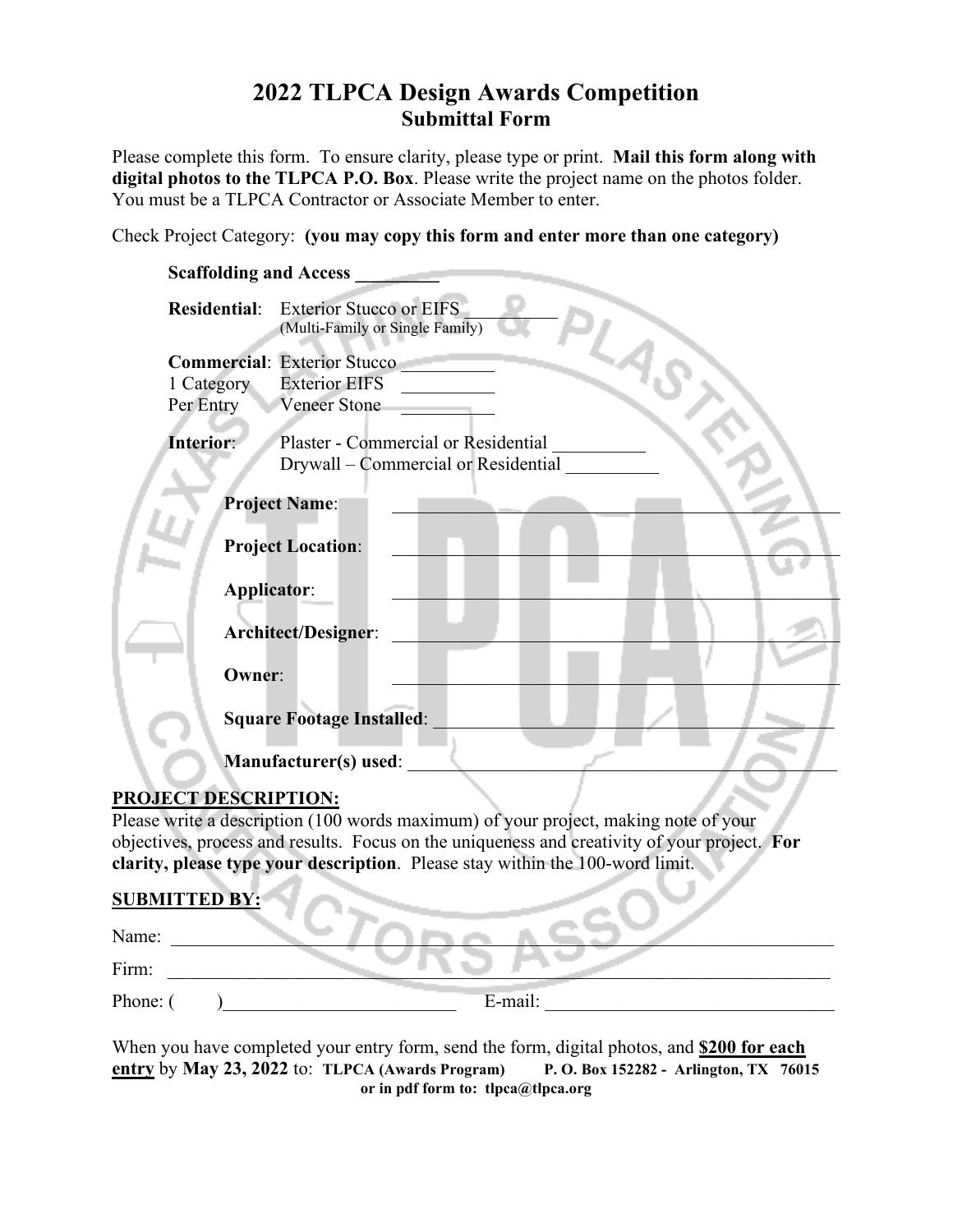# 2022 TLPCA Design Awards Competition
## Submittal Form

Please complete this form. To ensure clarity, please type or print. **Mail this form along with digital photos to the TLPCA P.O. Box**. Please write the project name on the photos folder. You must be a TLPCA Contractor or Associate Member to enter.

Check Project Category: **(you may copy this form and enter more than one category)**

**Scaffolding and Access** _________

**Residential**: Exterior Stucco or EIFS __________
(Multi-Family or Single Family)

**Commercial**: Exterior Stucco __________
1 Category Exterior EIFS __________
Per Entry Veneer Stone __________

**Interior**: Plaster - Commercial or Residential __________
Drywall – Commercial or Residential __________

**Project Name**: ____________________________________________

**Project Location**: ____________________________________________

**Applicator**: ____________________________________________

**Architect/Designer**: ____________________________________________

**Owner**: ____________________________________________

**Square Footage Installed**: ____________________________________________

**Manufacturer(s) used**: ____________________________________________

**PROJECT DESCRIPTION:**

Please write a description (100 words maximum) of your project, making note of your objectives, process and results. Focus on the uniqueness and creativity of your project. **For clarity, please type your description**. Please stay within the 100-word limit.

**SUBMITTED BY:**

Name: ____________________________________________

Firm: ____________________________________________

Phone: (     )_________________________ E-mail: ________________________________

When you have completed your entry form, send the form, digital photos, and **$200 for each entry** by **May 23, 2022** to: **TLPCA (Awards Program) P. O. Box 152282 - Arlington, TX 76015 or in pdf form to: tlpca@tlpca.org**